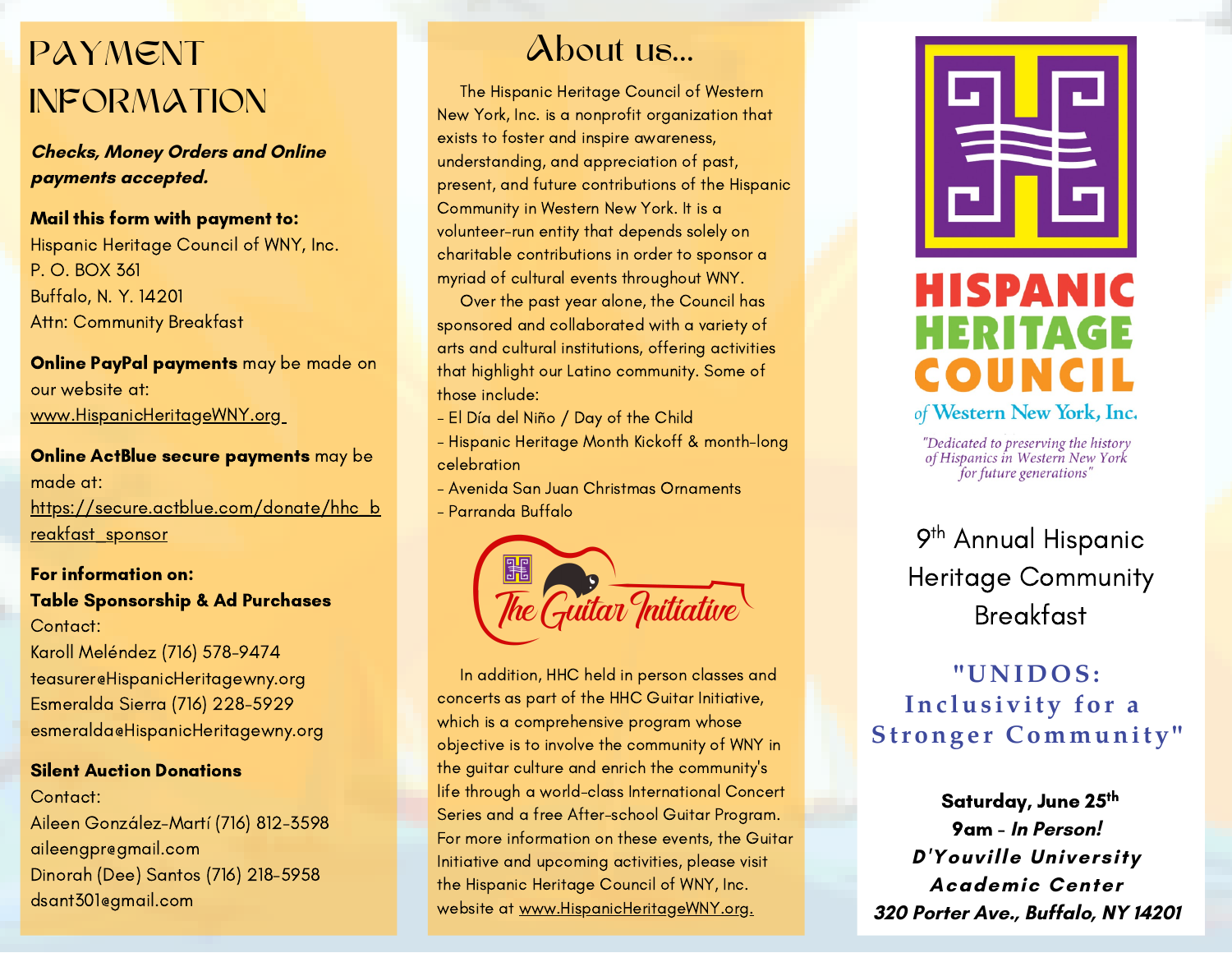# PAYMENT INFORMATION

***Checks, Money Orders and Online payments accepted.***

**Mail this form with payment to:**
Hispanic Heritage Council of WNY, Inc.
P. O. BOX 361
Buffalo, N. Y. 14201
Attn: Community Breakfast

**Online PayPal payments** may be made on our website at:
www.HispanicHeritageWNY.org

**Online ActBlue secure payments** may be made at:
https://secure.actblue.com/donate/hhc_breakfast_sponsor

**For information on:**
**Table Sponsorship & Ad Purchases**
Contact:
Karoll Meléndez (716) 578-9474
teasurer@HispanicHeritagewny.org
Esmeralda Sierra (716) 228-5929
esmeralda@HispanicHeritagewny.org

**Silent Auction Donations**
Contact:
Aileen González-Martí (716) 812-3598
aileengpr@gmail.com
Dinorah (Dee) Santos (716) 218-5958
dsant301@gmail.com

# About us...

The Hispanic Heritage Council of Western New York, Inc. is a nonprofit organization that exists to foster and inspire awareness, understanding, and appreciation of past, present, and future contributions of the Hispanic Community in Western New York. It is a volunteer-run entity that depends solely on charitable contributions in order to sponsor a myriad of cultural events throughout WNY.

Over the past year alone, the Council has sponsored and collaborated with a variety of arts and cultural institutions, offering activities that highlight our Latino community. Some of those include:

- El Día del Niño / Day of the Child
- Hispanic Heritage Month Kickoff & month-long celebration
- Avenida San Juan Christmas Ornaments
- Parranda Buffalo

The Guitar Initiative

In addition, HHC held in person classes and concerts as part of the HHC Guitar Initiative, which is a comprehensive program whose objective is to involve the community of WNY in the guitar culture and enrich the community's life through a world-class International Concert Series and a free After-school Guitar Program. For more information on these events, the Guitar Initiative and upcoming activities, please visit the Hispanic Heritage Council of WNY, Inc. website at www.HispanicHeritageWNY.org.

**HISPANIC HERITAGE COUNCIL**
of Western New York, Inc.

*"Dedicated to preserving the history of Hispanics in Western New York for future generations"*

## 9th Annual Hispanic Heritage Community Breakfast

**"UNIDOS: Inclusivity for a Stronger Community"**

**Saturday, June 25th**
**9am - *In Person!***
***D'Youville University Academic Center***
***320 Porter Ave., Buffalo, NY 14201***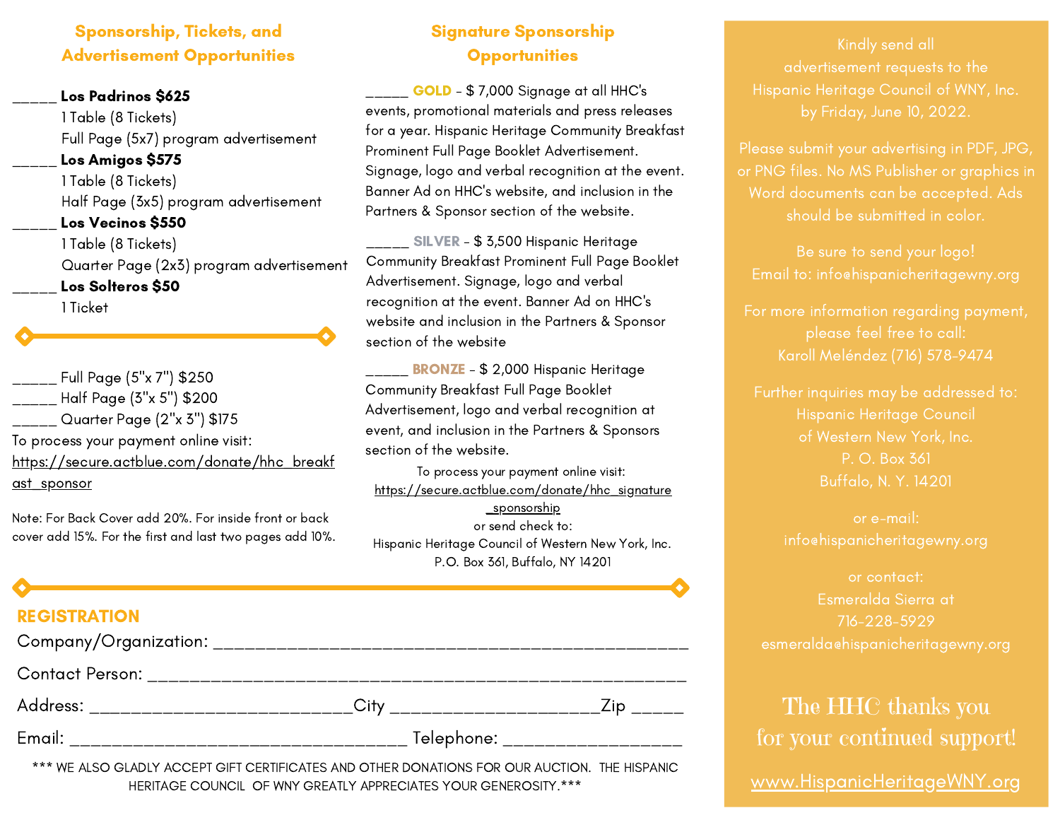## Sponsorship, Tickets, and Advertisement Opportunities

_____ **Los Padrinos $625**
1 Table (8 Tickets)
Full Page (5x7) program advertisement

_____ **Los Amigos $575**
1 Table (8 Tickets)
Half Page (3x5) program advertisement

_____ **Los Vecinos $550**
1 Table (8 Tickets)
Quarter Page (2x3) program advertisement

_____ **Los Solteros $50**
1 Ticket

_____ Full Page (5"x 7") $250
_____ Half Page (3"x 5") $200
_____ Quarter Page (2"x 3") $175

To process your payment online visit:
https://secure.actblue.com/donate/hhc_breakfast_sponsor

Note: For Back Cover add 20%. For inside front or back cover add 15%. For the first and last two pages add 10%.

## Signature Sponsorship Opportunities

_____ **GOLD** - $ 7,000 Signage at all HHC's events, promotional materials and press releases for a year. Hispanic Heritage Community Breakfast Prominent Full Page Booklet Advertisement. Signage, logo and verbal recognition at the event. Banner Ad on HHC's website, and inclusion in the Partners & Sponsor section of the website.

_____ **SILVER** - $ 3,500 Hispanic Heritage Community Breakfast Prominent Full Page Booklet Advertisement. Signage, logo and verbal recognition at the event. Banner Ad on HHC's website and inclusion in the Partners & Sponsor section of the website

_____ **BRONZE** - $ 2,000 Hispanic Heritage Community Breakfast Full Page Booklet Advertisement, logo and verbal recognition at event, and inclusion in the Partners & Sponsors section of the website.

To process your payment online visit:
https://secure.actblue.com/donate/hhc_signature_sponsorship
or send check to:
Hispanic Heritage Council of Western New York, Inc.
P.O. Box 361, Buffalo, NY 14201

## REGISTRATION

Company/Organization: ____________________________________________

Contact Person: ____________________________________________

Address: __________________________City ____________________Zip _____

Email: ________________________________ Telephone: _________________

*** WE ALSO GLADLY ACCEPT GIFT CERTIFICATES AND OTHER DONATIONS FOR OUR AUCTION. THE HISPANIC HERITAGE COUNCIL OF WNY GREATLY APPRECIATES YOUR GENEROSITY.***

Kindly send all advertisement requests to the Hispanic Heritage Council of WNY, Inc. by Friday, June 10, 2022.

Please submit your advertising in PDF, JPG, or PNG files. No MS Publisher or graphics in Word documents can be accepted. Ads should be submitted in color.

Be sure to send your logo!
Email to: info@hispanicheritagewny.org

For more information regarding payment, please feel free to call:
Karoll Meléndez (716) 578-9474

Further inquiries may be addressed to:
Hispanic Heritage Council
of Western New York, Inc.
P. O. Box 361
Buffalo, N. Y. 14201

or e-mail:
info@hispanicheritagewny.org

or contact:
Esmeralda Sierra at
716-228-5929
esmeralda@hispanicheritagewny.org

The HHC thanks you for your continued support!

www.HispanicHeritageWNY.org